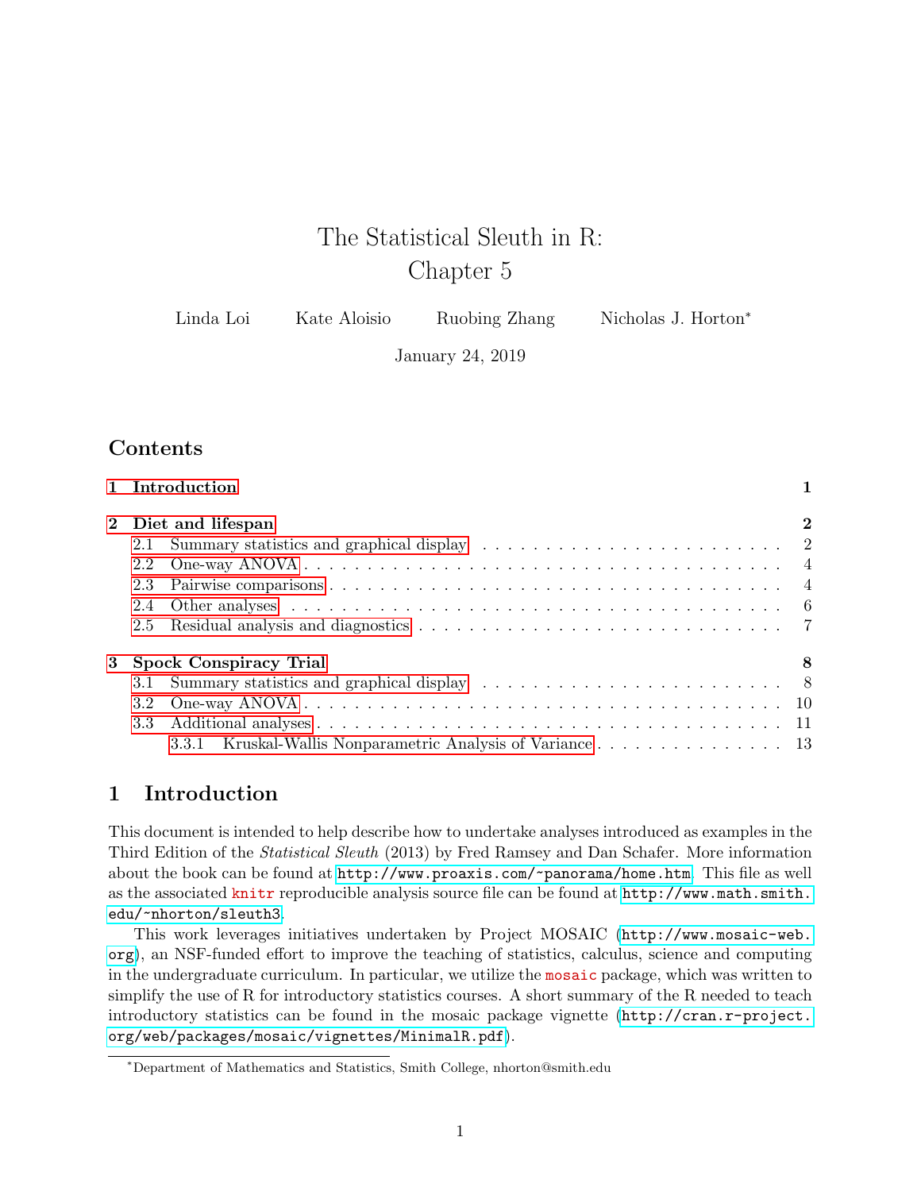# The Statistical Sleuth in R: Chapter 5

Linda Loi Kate Aloisio Ruobing Zhang Nicholas J. Horton[*]

January 24, 2019

## Contents

1 Introduction 1

2 Diet and lifespan 2
- 2.1 Summary statistics and graphical display 2
- 2.2 One-way ANOVA 4
- 2.3 Pairwise comparisons 4
- 2.4 Other analyses 6
- 2.5 Residual analysis and diagnostics 7

3 Spock Conspiracy Trial 8
- 3.1 Summary statistics and graphical display 8
- 3.2 One-way ANOVA 10
- 3.3 Additional analyses 11
  - 3.3.1 Kruskal-Wallis Nonparametric Analysis of Variance 13

## 1 Introduction

This document is intended to help describe how to undertake analyses introduced as examples in the Third Edition of the *Statistical Sleuth* (2013) by Fred Ramsey and Dan Schafer. More information about the book can be found at `http://www.proaxis.com/~panorama/home.htm`. This file as well as the associated `knitr` reproducible analysis source file can be found at `http://www.math.smith.edu/~nhorton/sleuth3`.

This work leverages initiatives undertaken by Project MOSAIC (`http://www.mosaic-web.org`), an NSF-funded effort to improve the teaching of statistics, calculus, science and computing in the undergraduate curriculum. In particular, we utilize the `mosaic` package, which was written to simplify the use of R for introductory statistics courses. A short summary of the R needed to teach introductory statistics can be found in the mosaic package vignette (`http://cran.r-project.org/web/packages/mosaic/vignettes/MinimalR.pdf`).

[*]Department of Mathematics and Statistics, Smith College, nhorton@smith.edu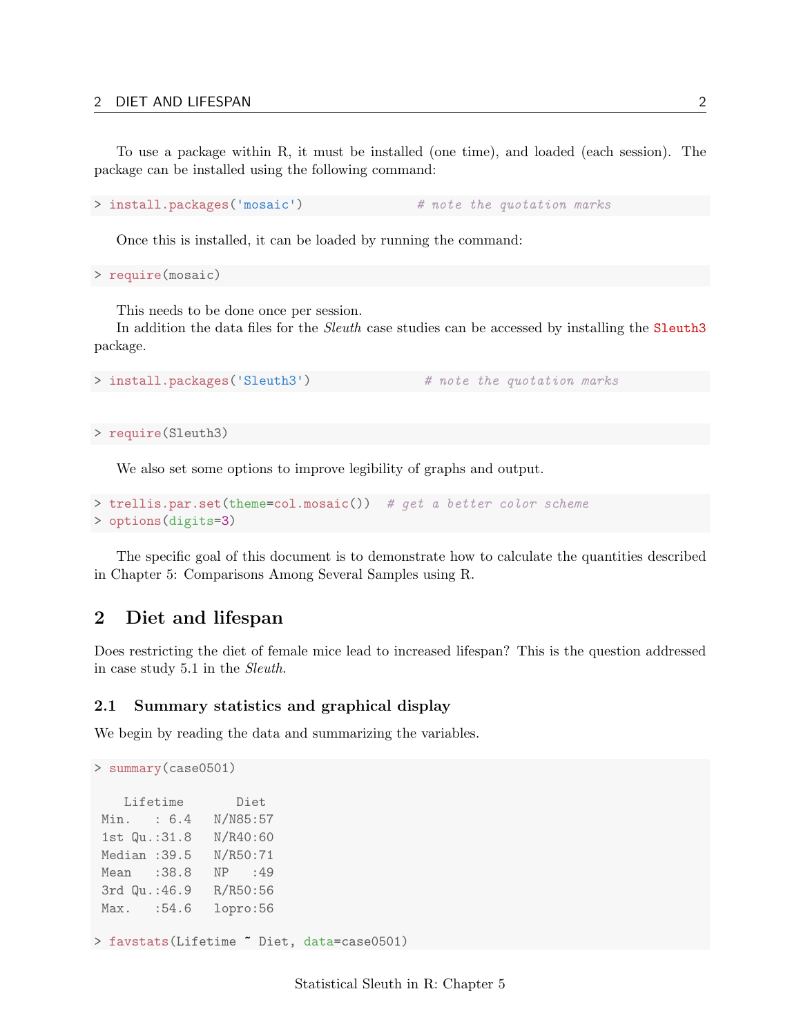To use a package within R, it must be installed (one time), and loaded (each session). The package can be installed using the following command:

```
> install.packages('mosaic')              # note the quotation marks
```

Once this is installed, it can be loaded by running the command:

```
> require(mosaic)
```

This needs to be done once per session.

In addition the data files for the *Sleuth* case studies can be accessed by installing the `Sleuth3` package.

```
> install.packages('Sleuth3')              # note the quotation marks
```

```
> require(Sleuth3)
```

We also set some options to improve legibility of graphs and output.

```
> trellis.par.set(theme=col.mosaic())  # get a better color scheme
> options(digits=3)
```

The specific goal of this document is to demonstrate how to calculate the quantities described in Chapter 5: Comparisons Among Several Samples using R.

## 2 Diet and lifespan

Does restricting the diet of female mice lead to increased lifespan? This is the question addressed in case study 5.1 in the *Sleuth*.

### 2.1 Summary statistics and graphical display

We begin by reading the data and summarizing the variables.

```
> summary(case0501)

   Lifetime       Diet
 Min.   : 6.4   N/N85:57
 1st Qu.:31.8   N/R40:60
 Median :39.5   N/R50:71
 Mean   :38.8   NP   :49
 3rd Qu.:46.9   R/R50:56
 Max.   :54.6   lopro:56

> favstats(Lifetime ~ Diet, data=case0501)
```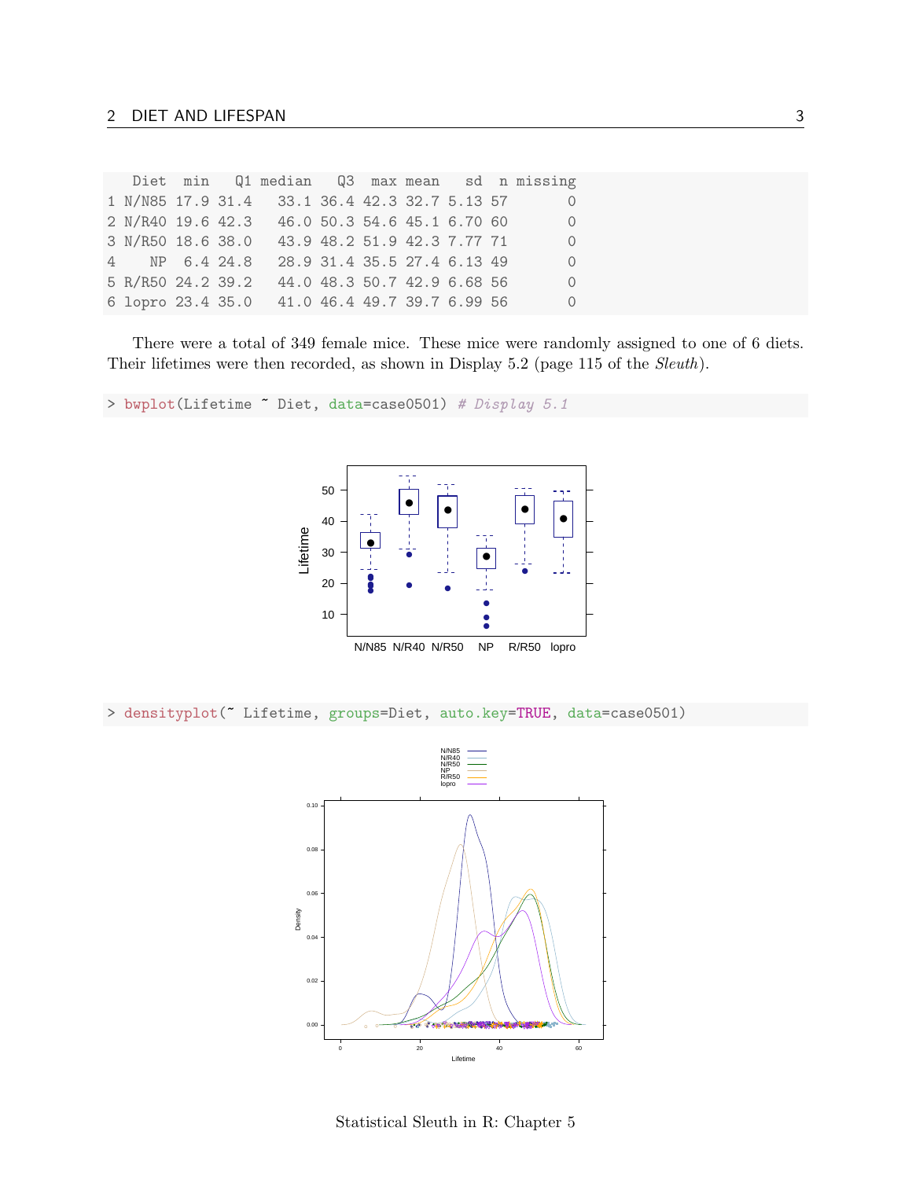```
   Diet  min   Q1 median   Q3  max mean   sd  n missing
1 N/N85 17.9 31.4   33.1 36.4 42.3 32.7 5.13 57       0
2 N/R40 19.6 42.3   46.0 50.3 54.6 45.1 6.70 60       0
3 N/R50 18.6 38.0   43.9 48.2 51.9 42.3 7.77 71       0
4    NP  6.4 24.8   28.9 31.4 35.5 27.4 6.13 49       0
5 R/R50 24.2 39.2   44.0 48.3 50.7 42.9 6.68 56       0
6 lopro 23.4 35.0   41.0 46.4 49.7 39.7 6.99 56       0
```

There were a total of 349 female mice. These mice were randomly assigned to one of 6 diets. Their lifetimes were then recorded, as shown in Display 5.2 (page 115 of the *Sleuth*).

```
> bwplot(Lifetime ~ Diet, data=case0501) # Display 5.1
```

```
> densityplot(~ Lifetime, groups=Diet, auto.key=TRUE, data=case0501)
```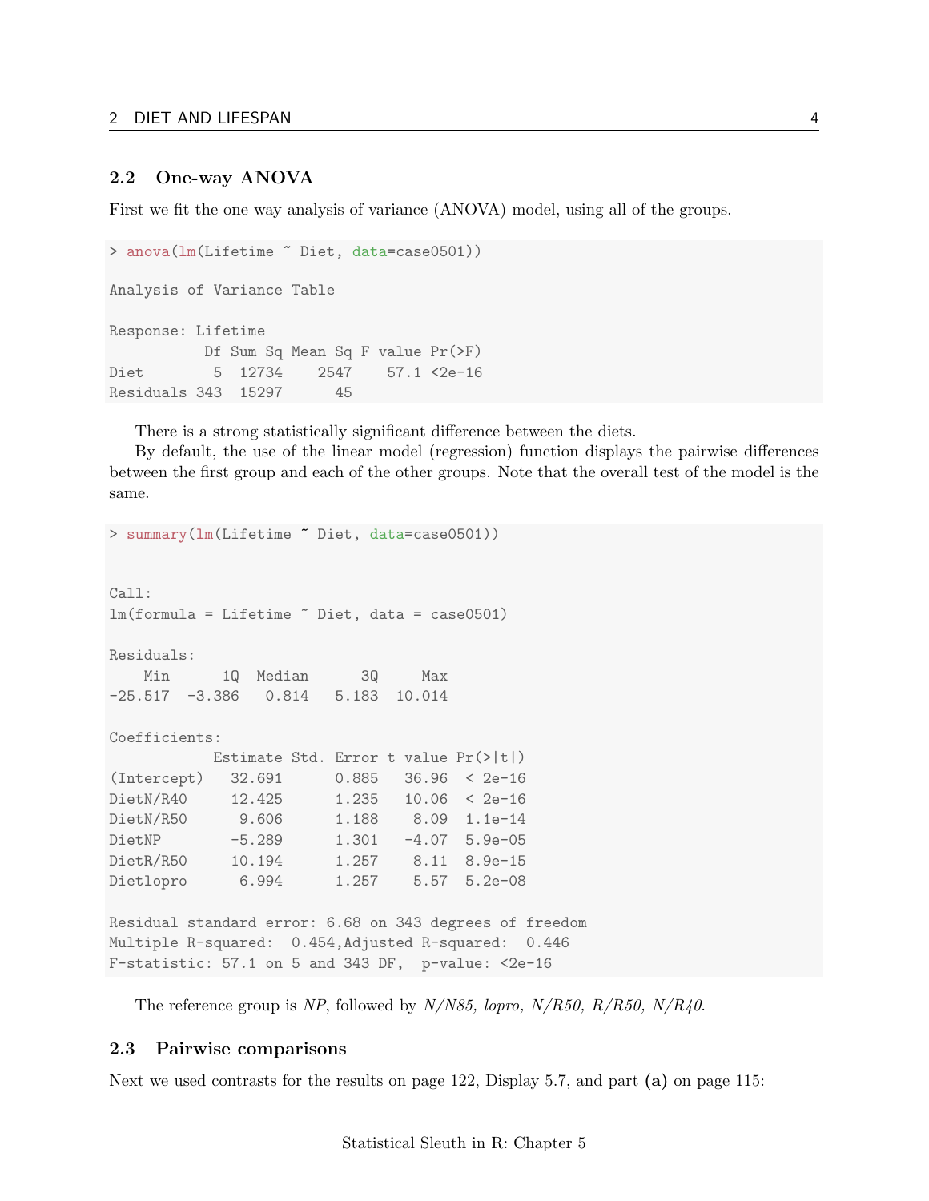### 2.2 One-way ANOVA

First we fit the one way analysis of variance (ANOVA) model, using all of the groups.

```
> anova(lm(Lifetime ~ Diet, data=case0501))

Analysis of Variance Table

Response: Lifetime
           Df Sum Sq Mean Sq F value Pr(>F)
Diet        5  12734    2547    57.1 <2e-16
Residuals 343  15297      45
```

There is a strong statistically significant difference between the diets.

By default, the use of the linear model (regression) function displays the pairwise differences between the first group and each of the other groups. Note that the overall test of the model is the same.

```
> summary(lm(Lifetime ~ Diet, data=case0501))


Call:
lm(formula = Lifetime ~ Diet, data = case0501)

Residuals:
    Min      1Q  Median      3Q     Max
-25.517  -3.386   0.814   5.183  10.014

Coefficients:
            Estimate Std. Error t value Pr(>|t|)
(Intercept)   32.691      0.885   36.96  < 2e-16
DietN/R40     12.425      1.235   10.06  < 2e-16
DietN/R50      9.606      1.188    8.09  1.1e-14
DietNP        -5.289      1.301   -4.07  5.9e-05
DietR/R50     10.194      1.257    8.11  8.9e-15
Dietlopro      6.994      1.257    5.57  5.2e-08

Residual standard error: 6.68 on 343 degrees of freedom
Multiple R-squared:  0.454,Adjusted R-squared:  0.446
F-statistic: 57.1 on 5 and 343 DF,  p-value: <2e-16
```

The reference group is *NP*, followed by *N/N85, lopro, N/R50, R/R50, N/R40*.

### 2.3 Pairwise comparisons

Next we used contrasts for the results on page 122, Display 5.7, and part **(a)** on page 115: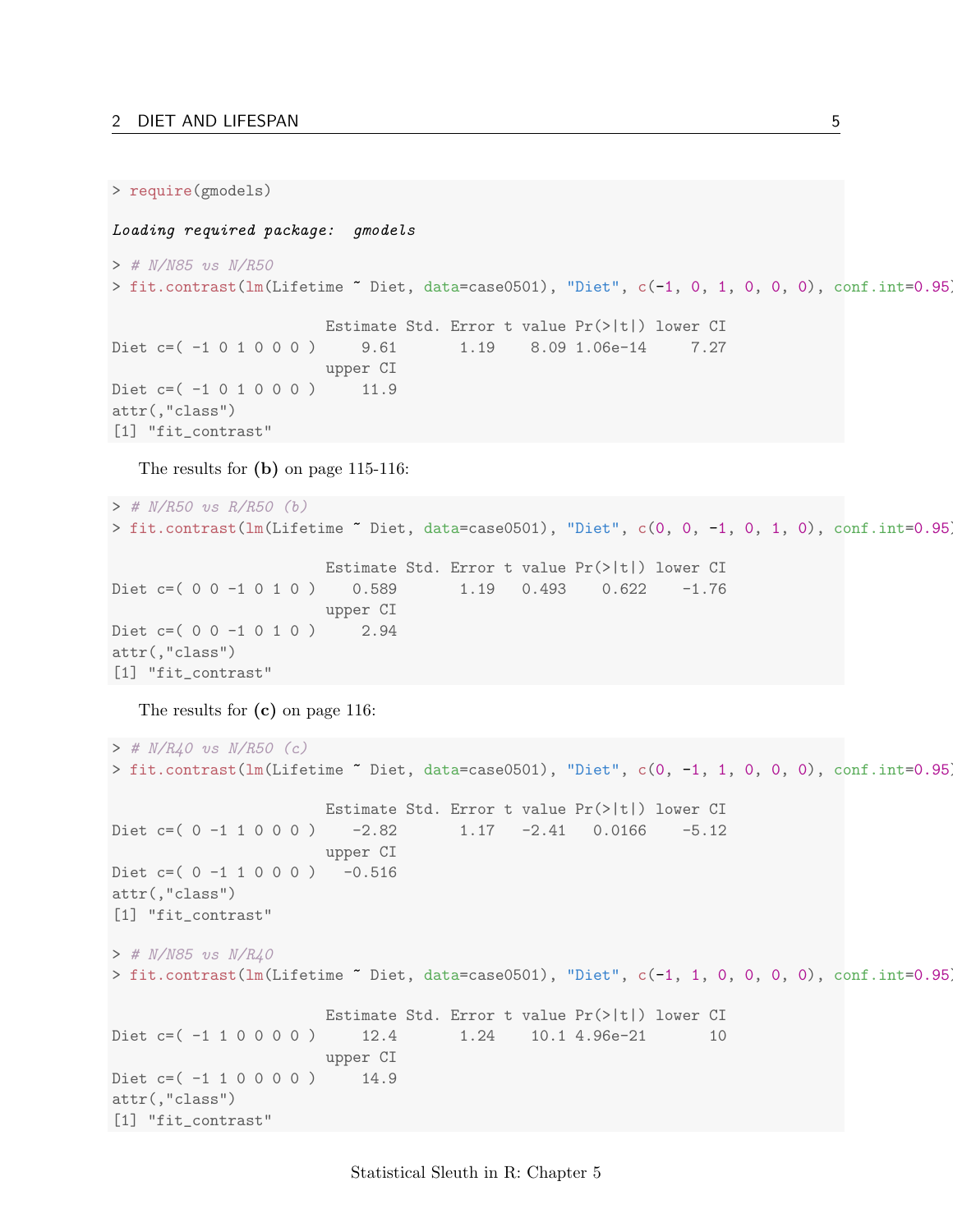```
> require(gmodels)

Loading required package:  gmodels

> # N/N85 vs N/R50
> fit.contrast(lm(Lifetime ~ Diet, data=case0501), "Diet", c(-1, 0, 1, 0, 0, 0), conf.int=0.95)

                        Estimate Std. Error t value Pr(>|t|) lower CI
Diet c=( -1 0 1 0 0 0 )     9.61       1.19    8.09 1.06e-14     7.27
                        upper CI
Diet c=( -1 0 1 0 0 0 )     11.9
attr(,"class")
[1] "fit_contrast"
```

The results for **(b)** on page 115-116:

```
> # N/R50 vs R/R50 (b)
> fit.contrast(lm(Lifetime ~ Diet, data=case0501), "Diet", c(0, 0, -1, 0, 1, 0), conf.int=0.95)

                        Estimate Std. Error t value Pr(>|t|) lower CI
Diet c=( 0 0 -1 0 1 0 )    0.589       1.19   0.493    0.622    -1.76
                        upper CI
Diet c=( 0 0 -1 0 1 0 )     2.94
attr(,"class")
[1] "fit_contrast"
```

The results for **(c)** on page 116:

```
> # N/R40 vs N/R50 (c)
> fit.contrast(lm(Lifetime ~ Diet, data=case0501), "Diet", c(0, -1, 1, 0, 0, 0), conf.int=0.95)

                        Estimate Std. Error t value Pr(>|t|) lower CI
Diet c=( 0 -1 1 0 0 0 )    -2.82       1.17   -2.41   0.0166    -5.12
                        upper CI
Diet c=( 0 -1 1 0 0 0 )   -0.516
attr(,"class")
[1] "fit_contrast"

> # N/N85 vs N/R40
> fit.contrast(lm(Lifetime ~ Diet, data=case0501), "Diet", c(-1, 1, 0, 0, 0, 0), conf.int=0.95)

                        Estimate Std. Error t value Pr(>|t|) lower CI
Diet c=( -1 1 0 0 0 0 )     12.4       1.24    10.1 4.96e-21       10
                        upper CI
Diet c=( -1 1 0 0 0 0 )     14.9
attr(,"class")
[1] "fit_contrast"
```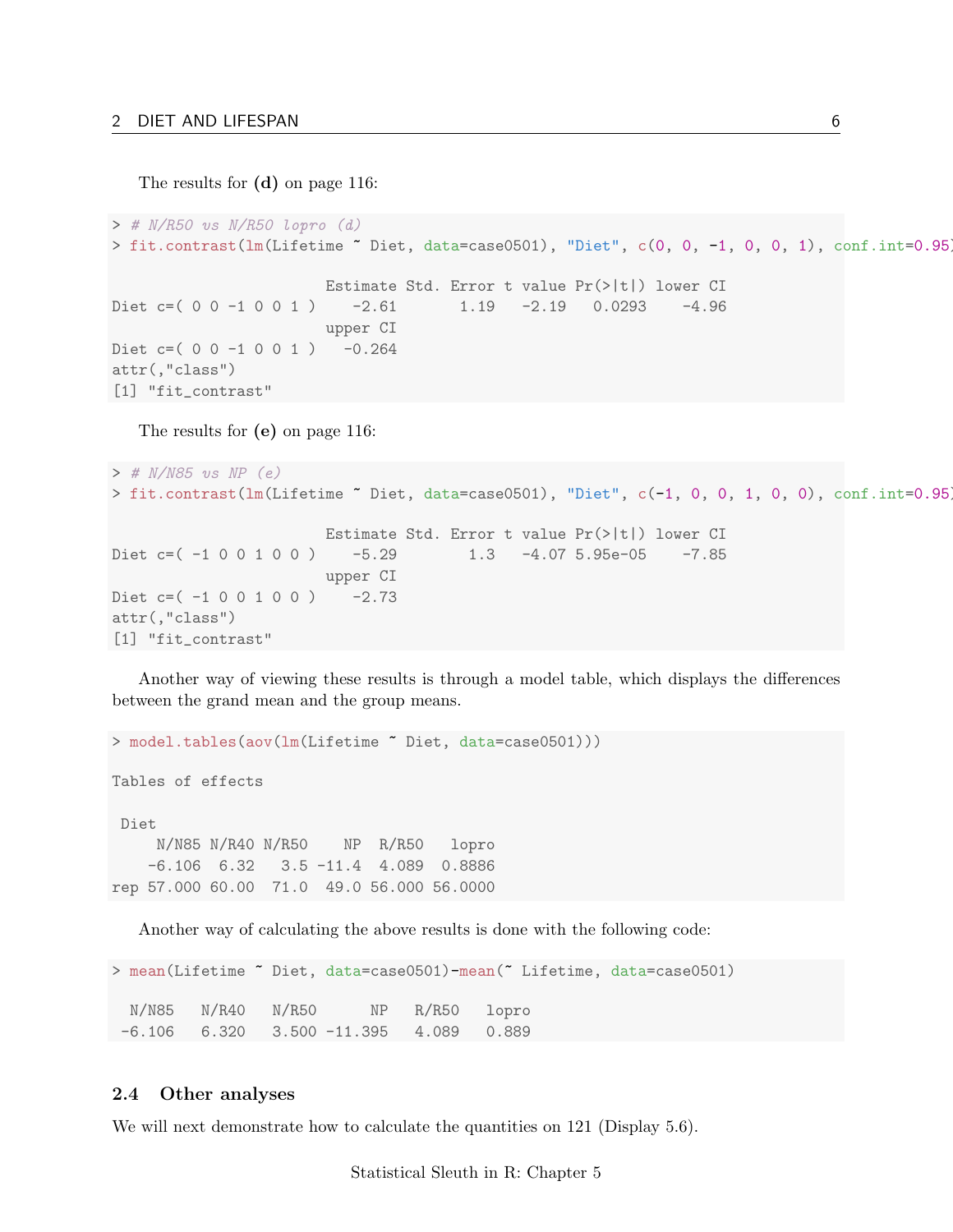The results for **(d)** on page 116:

```
> # N/R50 vs N/R50 lopro (d)
> fit.contrast(lm(Lifetime ~ Diet, data=case0501), "Diet", c(0, 0, -1, 0, 0, 1), conf.int=0.95)

                      Estimate Std. Error t value Pr(>|t|) lower CI
Diet c=( 0 0 -1 0 0 1 )    -2.61       1.19   -2.19   0.0293    -4.96
                      upper CI
Diet c=( 0 0 -1 0 0 1 )   -0.264
attr(,"class")
[1] "fit_contrast"
```

The results for **(e)** on page 116:

```
> # N/N85 vs NP (e)
> fit.contrast(lm(Lifetime ~ Diet, data=case0501), "Diet", c(-1, 0, 0, 1, 0, 0), conf.int=0.95)

                      Estimate Std. Error t value Pr(>|t|) lower CI
Diet c=( -1 0 0 1 0 0 )    -5.29        1.3   -4.07 5.95e-05    -7.85
                      upper CI
Diet c=( -1 0 0 1 0 0 )    -2.73
attr(,"class")
[1] "fit_contrast"
```

Another way of viewing these results is through a model table, which displays the differences between the grand mean and the group means.

```
> model.tables(aov(lm(Lifetime ~ Diet, data=case0501)))

Tables of effects

 Diet
     N/N85 N/R40 N/R50    NP  R/R50   lopro
    -6.106  6.32   3.5 -11.4  4.089  0.8886
rep 57.000 60.00  71.0  49.0 56.000 56.0000
```

Another way of calculating the above results is done with the following code:

```
> mean(Lifetime ~ Diet, data=case0501)-mean(~ Lifetime, data=case0501)

  N/N85   N/R40   N/R50      NP   R/R50   lopro
 -6.106   6.320   3.500 -11.395   4.089   0.889
```

## 2.4 Other analyses

We will next demonstrate how to calculate the quantities on 121 (Display 5.6).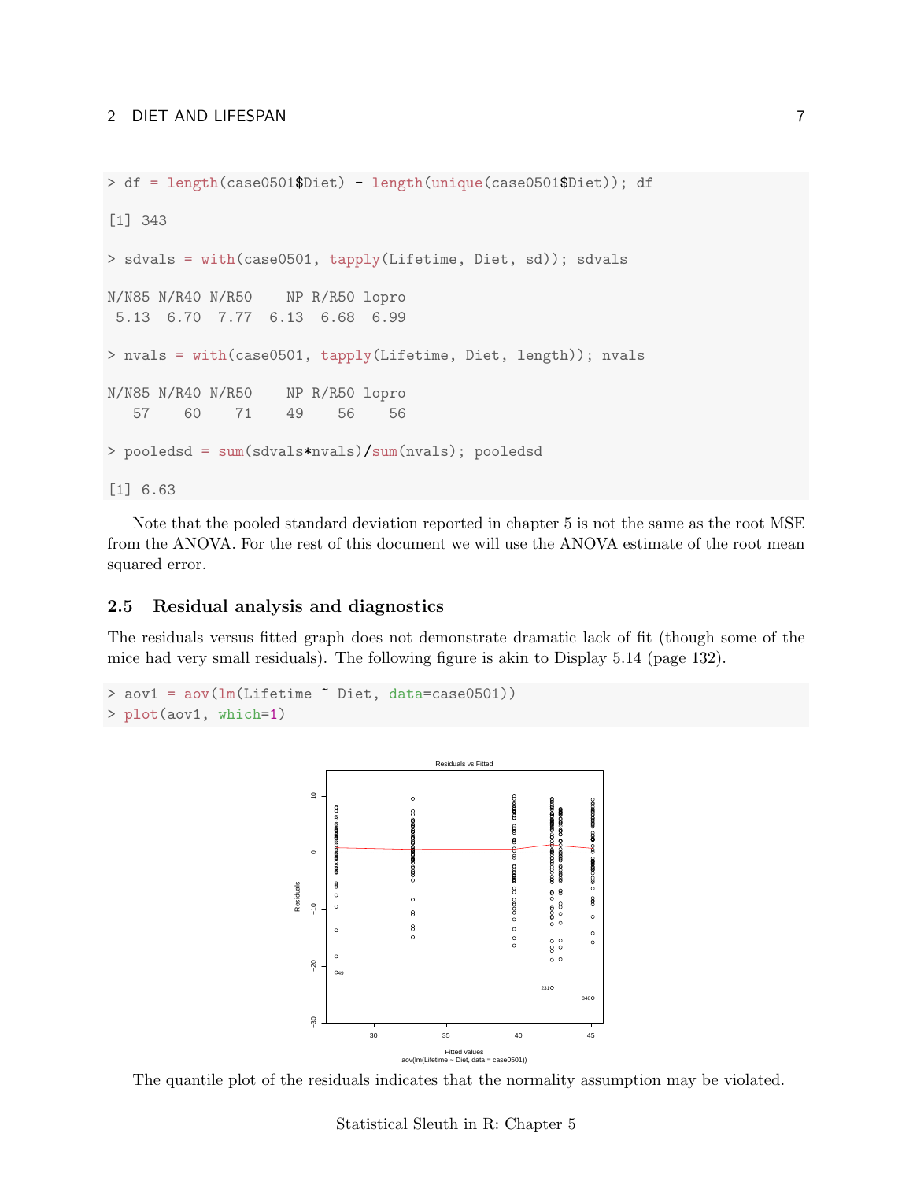```
> df = length(case0501$Diet) - length(unique(case0501$Diet)); df

[1] 343

> sdvals = with(case0501, tapply(Lifetime, Diet, sd)); sdvals

N/N85 N/R40 N/R50    NP R/R50 lopro
 5.13  6.70  7.77  6.13  6.68  6.99

> nvals = with(case0501, tapply(Lifetime, Diet, length)); nvals

N/N85 N/R40 N/R50    NP R/R50 lopro
   57    60    71    49    56    56

> pooledsd = sum(sdvals*nvals)/sum(nvals); pooledsd

[1] 6.63
```

Note that the pooled standard deviation reported in chapter 5 is not the same as the root MSE from the ANOVA. For the rest of this document we will use the ANOVA estimate of the root mean squared error.

### 2.5 Residual analysis and diagnostics

The residuals versus fitted graph does not demonstrate dramatic lack of fit (though some of the mice had very small residuals). The following figure is akin to Display 5.14 (page 132).

```
> aov1 = aov(lm(Lifetime ~ Diet, data=case0501))
> plot(aov1, which=1)
```

The quantile plot of the residuals indicates that the normality assumption may be violated.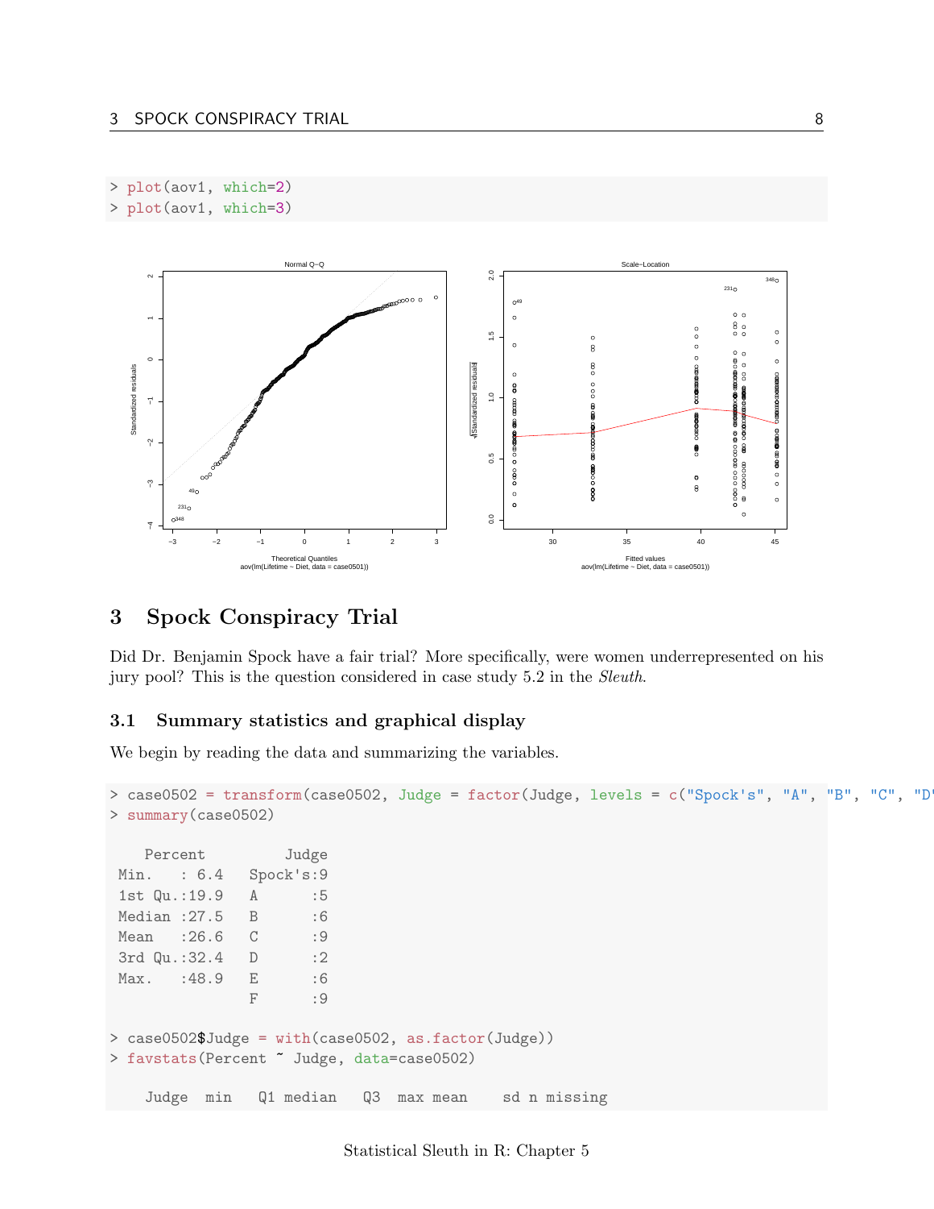```
> plot(aov1, which=2)
> plot(aov1, which=3)
```

## 3 Spock Conspiracy Trial

Did Dr. Benjamin Spock have a fair trial? More specifically, were women underrepresented on his jury pool? This is the question considered in case study 5.2 in the *Sleuth*.

### 3.1 Summary statistics and graphical display

We begin by reading the data and summarizing the variables.

```
> case0502 = transform(case0502, Judge = factor(Judge, levels = c("Spock's", "A", "B", "C", "D'
> summary(case0502)

   Percent         Judge
 Min.   : 6.4   Spock's:9
 1st Qu.:19.9   A      :5
 Median :27.5   B      :6
 Mean   :26.6   C      :9
 3rd Qu.:32.4   D      :2
 Max.   :48.9   E      :6
                F      :9

> case0502$Judge = with(case0502, as.factor(Judge))
> favstats(Percent ~ Judge, data=case0502)

    Judge  min   Q1 median   Q3  max mean    sd n missing
```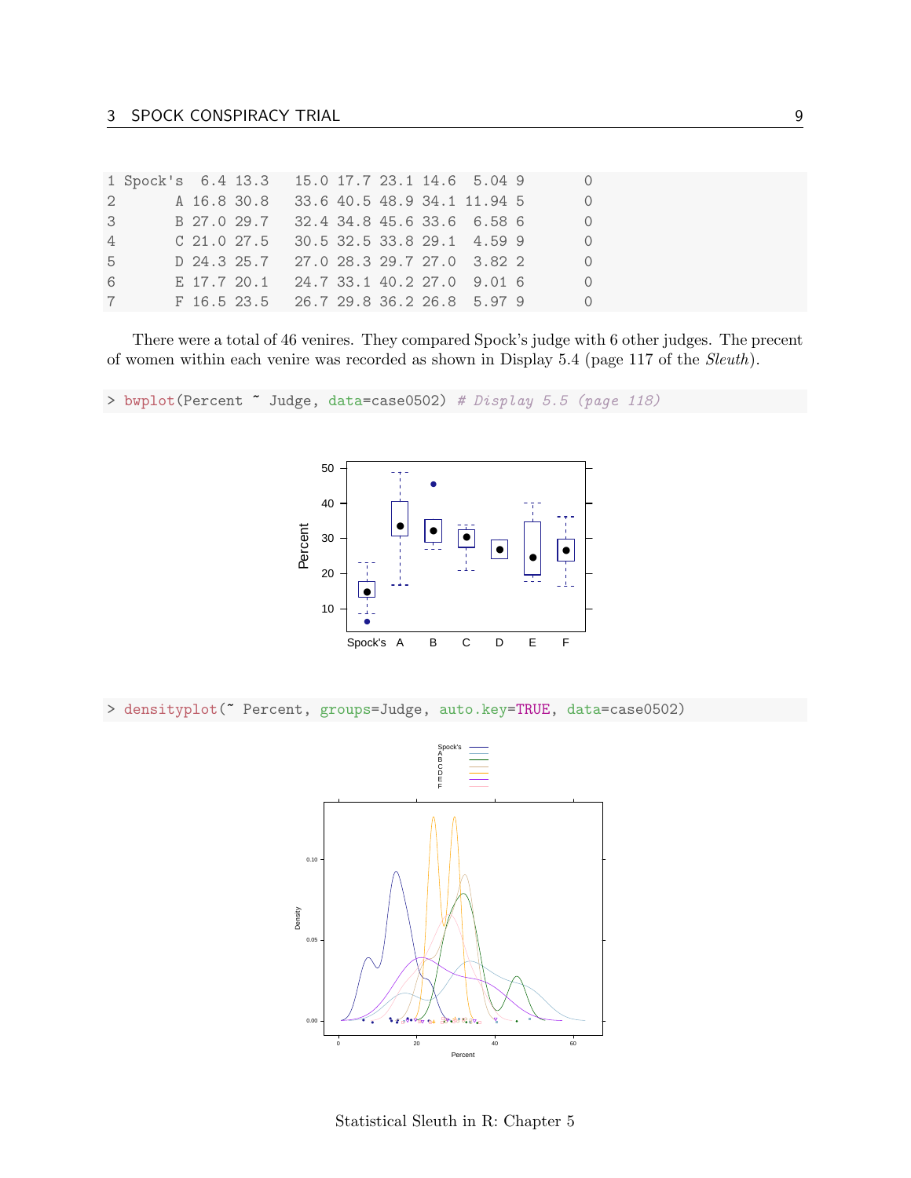```
1 Spock's  6.4 13.3   15.0 17.7 23.1 14.6  5.04 9       0
2       A 16.8 30.8   33.6 40.5 48.9 34.1 11.94 5       0
3       B 27.0 29.7   32.4 34.8 45.6 33.6  6.58 6       0
4       C 21.0 27.5   30.5 32.5 33.8 29.1  4.59 9       0
5       D 24.3 25.7   27.0 28.3 29.7 27.0  3.82 2       0
6       E 17.7 20.1   24.7 33.1 40.2 27.0  9.01 6       0
7       F 16.5 23.5   26.7 29.8 36.2 26.8  5.97 9       0
```

There were a total of 46 venires. They compared Spock's judge with 6 other judges. The precent of women within each venire was recorded as shown in Display 5.4 (page 117 of the *Sleuth*).

```
> bwplot(Percent ~ Judge, data=case0502) # Display 5.5 (page 118)
```

```
> densityplot(~ Percent, groups=Judge, auto.key=TRUE, data=case0502)
```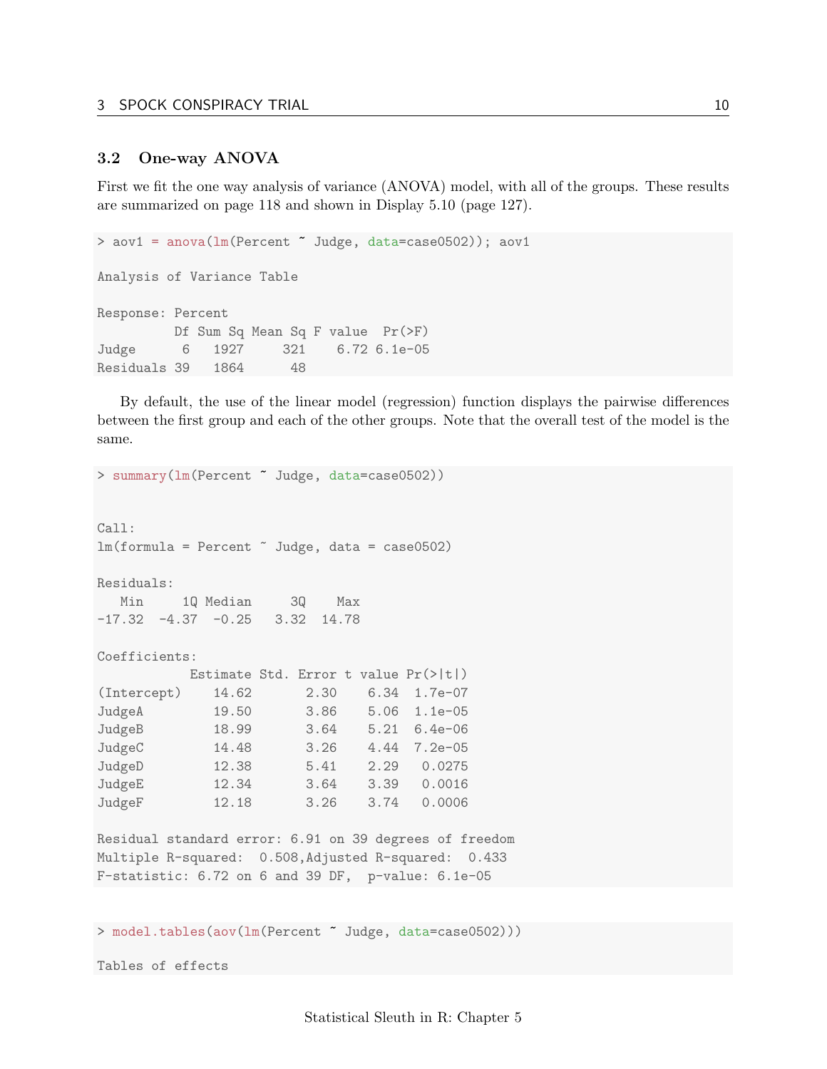## 3.2 One-way ANOVA

First we fit the one way analysis of variance (ANOVA) model, with all of the groups. These results are summarized on page 118 and shown in Display 5.10 (page 127).

```
> aov1 = anova(lm(Percent ~ Judge, data=case0502)); aov1

Analysis of Variance Table

Response: Percent
          Df Sum Sq Mean Sq F value  Pr(>F)
Judge      6   1927     321    6.72 6.1e-05
Residuals 39   1864      48
```

By default, the use of the linear model (regression) function displays the pairwise differences between the first group and each of the other groups. Note that the overall test of the model is the same.

```
> summary(lm(Percent ~ Judge, data=case0502))


Call:
lm(formula = Percent ~ Judge, data = case0502)

Residuals:
   Min     1Q Median     3Q    Max
-17.32  -4.37  -0.25   3.32  14.78

Coefficients:
            Estimate Std. Error t value Pr(>|t|)
(Intercept)    14.62       2.30    6.34  1.7e-07
JudgeA         19.50       3.86    5.06  1.1e-05
JudgeB         18.99       3.64    5.21  6.4e-06
JudgeC         14.48       3.26    4.44  7.2e-05
JudgeD         12.38       5.41    2.29   0.0275
JudgeE         12.34       3.64    3.39   0.0016
JudgeF         12.18       3.26    3.74   0.0006

Residual standard error: 6.91 on 39 degrees of freedom
Multiple R-squared:  0.508,Adjusted R-squared:  0.433
F-statistic: 6.72 on 6 and 39 DF,  p-value: 6.1e-05
```

```
> model.tables(aov(lm(Percent ~ Judge, data=case0502)))

Tables of effects
```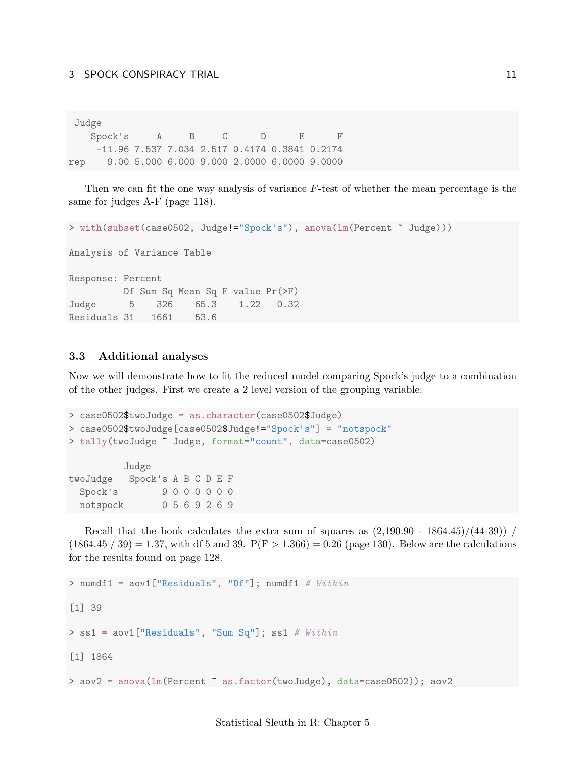```
 Judge
    Spock's      A      B      C       D       E       F
     -11.96 7.537 7.034 2.517 0.4174 0.3841 0.2174
rep    9.00 5.000 6.000 9.000 2.0000 6.0000 9.0000
```

Then we can fit the one way analysis of variance $F$-test of whether the mean percentage is the same for judges A-F (page 118).

```
> with(subset(case0502, Judge!="Spock's"), anova(lm(Percent ~ Judge)))

Analysis of Variance Table

Response: Percent
          Df Sum Sq Mean Sq F value Pr(>F)
Judge      5    326    65.3    1.22   0.32
Residuals 31   1661    53.6
```

### 3.3 Additional analyses

Now we will demonstrate how to fit the reduced model comparing Spock's judge to a combination of the other judges. First we create a 2 level version of the grouping variable.

```
> case0502$twoJudge = as.character(case0502$Judge)
> case0502$twoJudge[case0502$Judge!="Spock's"] = "notspock"
> tally(twoJudge ~ Judge, format="count", data=case0502)

          Judge
twoJudge   Spock's A B C D E F
  Spock's        9 0 0 0 0 0 0
  notspock       0 5 6 9 2 6 9
```

Recall that the book calculates the extra sum of squares as (2,190.90 - 1864.45)/(44-39)) / (1864.45 / 39) = 1.37, with df 5 and 39. $P(F > 1.366) = 0.26$ (page 130). Below are the calculations for the results found on page 128.

```
> numdf1 = aov1["Residuals", "Df"]; numdf1 # Within

[1] 39

> ss1 = aov1["Residuals", "Sum Sq"]; ss1 # Within

[1] 1864

> aov2 = anova(lm(Percent ~ as.factor(twoJudge), data=case0502)); aov2
```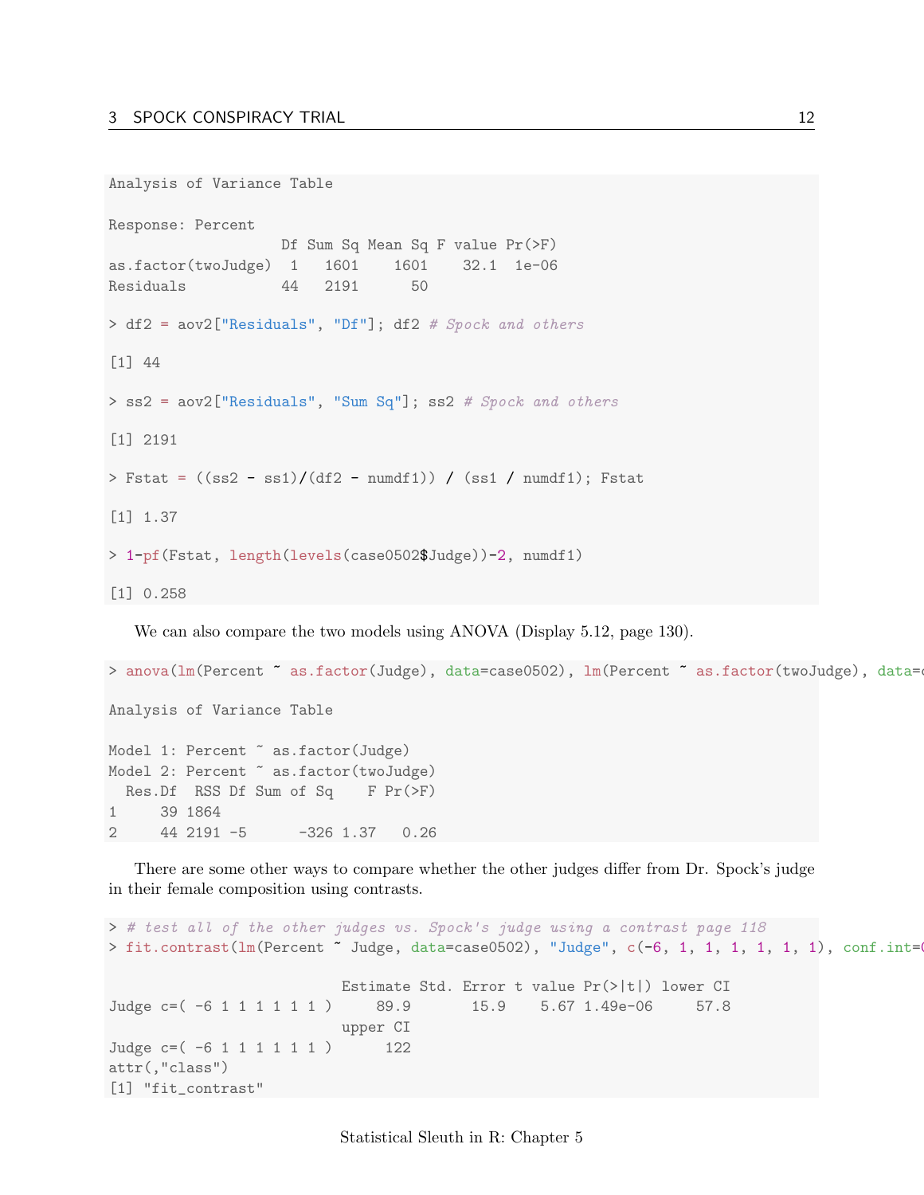```
Analysis of Variance Table

Response: Percent
                   Df Sum Sq Mean Sq F value Pr(>F)
as.factor(twoJudge)  1   1601    1601    32.1  1e-06
Residuals           44   2191      50

> df2 = aov2["Residuals", "Df"]; df2 # Spock and others

[1] 44

> ss2 = aov2["Residuals", "Sum Sq"]; ss2 # Spock and others

[1] 2191

> Fstat = ((ss2 - ss1)/(df2 - numdf1)) / (ss1 / numdf1); Fstat

[1] 1.37

> 1-pf(Fstat, length(levels(case0502$Judge))-2, numdf1)

[1] 0.258
```

We can also compare the two models using ANOVA (Display 5.12, page 130).

```
> anova(lm(Percent ~ as.factor(Judge), data=case0502), lm(Percent ~ as.factor(twoJudge), data=c

Analysis of Variance Table

Model 1: Percent ~ as.factor(Judge)
Model 2: Percent ~ as.factor(twoJudge)
  Res.Df  RSS Df Sum of Sq    F Pr(>F)
1     39 1864
2     44 2191 -5      -326 1.37   0.26
```

There are some other ways to compare whether the other judges differ from Dr. Spock's judge in their female composition using contrasts.

```
> # test all of the other judges vs. Spock's judge using a contrast page 118
> fit.contrast(lm(Percent ~ Judge, data=case0502), "Judge", c(-6, 1, 1, 1, 1, 1, 1), conf.int=(

                           Estimate Std. Error t value Pr(>|t|) lower CI
Judge c=( -6 1 1 1 1 1 1 )     89.9       15.9    5.67 1.49e-06     57.8
                           upper CI
Judge c=( -6 1 1 1 1 1 1 )      122
attr(,"class")
[1] "fit_contrast"
```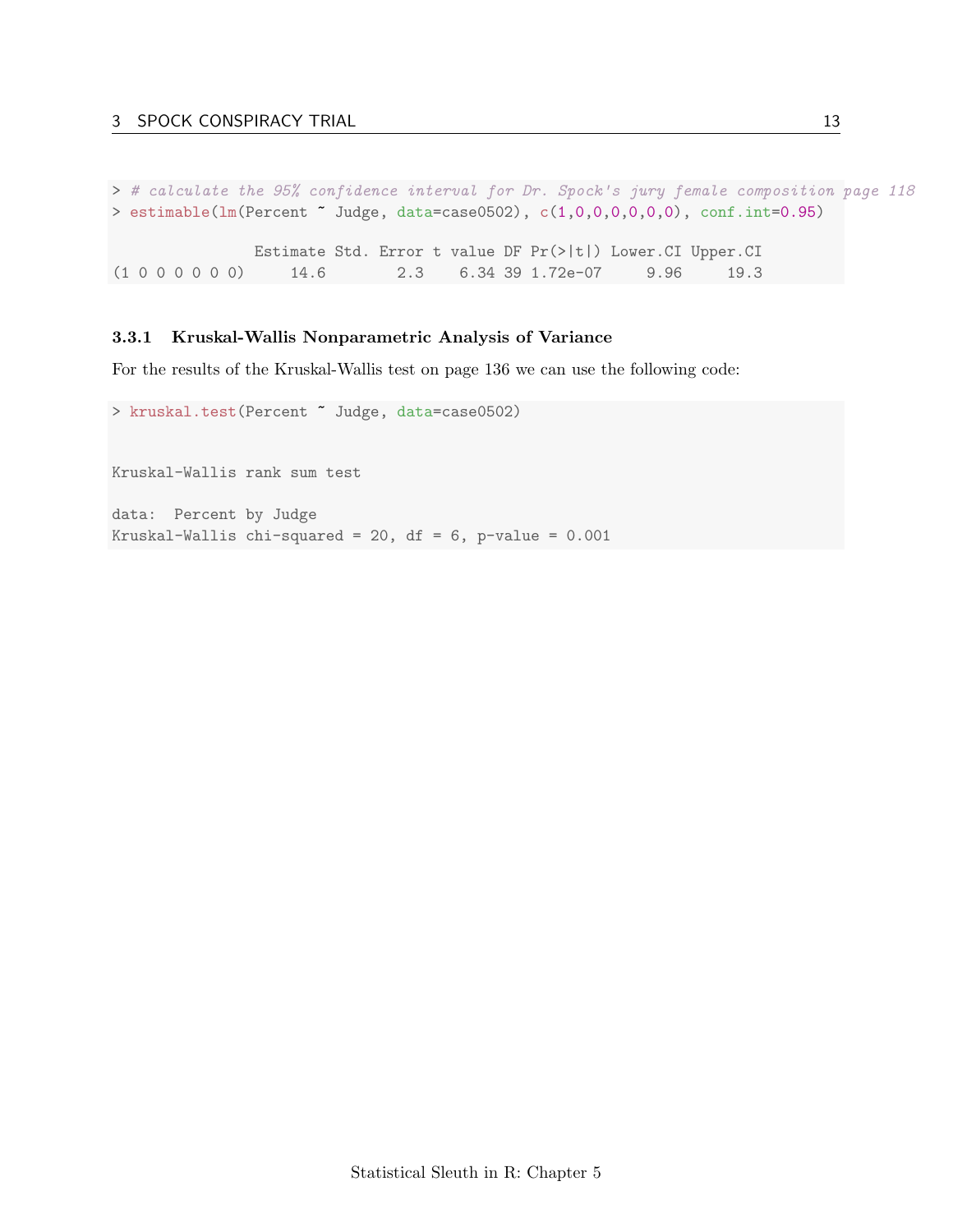```
> # calculate the 95% confidence interval for Dr. Spock's jury female composition page 118
> estimable(lm(Percent ~ Judge, data=case0502), c(1,0,0,0,0,0,0), conf.int=0.95)

                Estimate Std. Error t value DF Pr(>|t|) Lower.CI Upper.CI
(1 0 0 0 0 0 0)     14.6        2.3    6.34 39 1.72e-07     9.96     19.3
```

### 3.3.1 Kruskal-Wallis Nonparametric Analysis of Variance

For the results of the Kruskal-Wallis test on page 136 we can use the following code:

```
> kruskal.test(Percent ~ Judge, data=case0502)


Kruskal-Wallis rank sum test

data:  Percent by Judge
Kruskal-Wallis chi-squared = 20, df = 6, p-value = 0.001
```